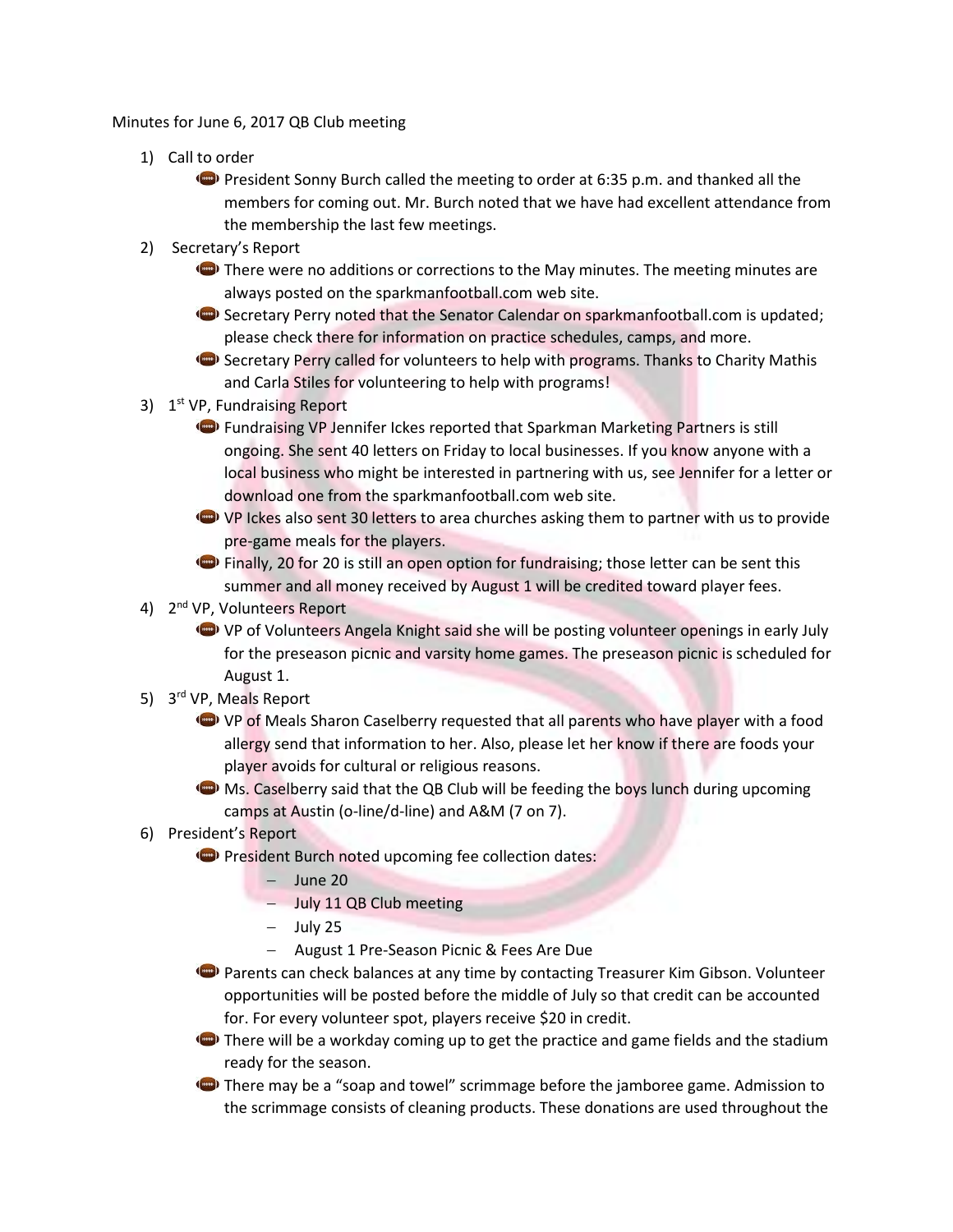Minutes for June 6, 2017 QB Club meeting

1) Call to order
   - President Sonny Burch called the meeting to order at 6:35 p.m. and thanked all the members for coming out. Mr. Burch noted that we have had excellent attendance from the membership the last few meetings.
2) Secretary's Report
   - There were no additions or corrections to the May minutes. The meeting minutes are always posted on the sparkmanfootball.com web site.
   - Secretary Perry noted that the Senator Calendar on sparkmanfootball.com is updated; please check there for information on practice schedules, camps, and more.
   - Secretary Perry called for volunteers to help with programs. Thanks to Charity Mathis and Carla Stiles for volunteering to help with programs!
3) 1st VP, Fundraising Report
   - Fundraising VP Jennifer Ickes reported that Sparkman Marketing Partners is still ongoing. She sent 40 letters on Friday to local businesses. If you know anyone with a local business who might be interested in partnering with us, see Jennifer for a letter or download one from the sparkmanfootball.com web site.
   - VP Ickes also sent 30 letters to area churches asking them to partner with us to provide pre-game meals for the players.
   - Finally, 20 for 20 is still an open option for fundraising; those letter can be sent this summer and all money received by August 1 will be credited toward player fees.
4) 2nd VP, Volunteers Report
   - VP of Volunteers Angela Knight said she will be posting volunteer openings in early July for the preseason picnic and varsity home games. The preseason picnic is scheduled for August 1.
5) 3rd VP, Meals Report
   - VP of Meals Sharon Caselberry requested that all parents who have player with a food allergy send that information to her. Also, please let her know if there are foods your player avoids for cultural or religious reasons.
   - Ms. Caselberry said that the QB Club will be feeding the boys lunch during upcoming camps at Austin (o-line/d-line) and A&M (7 on 7).
6) President's Report
   - President Burch noted upcoming fee collection dates:
     - June 20
     - July 11 QB Club meeting
     - July 25
     - August 1 Pre-Season Picnic & Fees Are Due
   - Parents can check balances at any time by contacting Treasurer Kim Gibson. Volunteer opportunities will be posted before the middle of July so that credit can be accounted for. For every volunteer spot, players receive $20 in credit.
   - There will be a workday coming up to get the practice and game fields and the stadium ready for the season.
   - There may be a "soap and towel" scrimmage before the jamboree game. Admission to the scrimmage consists of cleaning products. These donations are used throughout the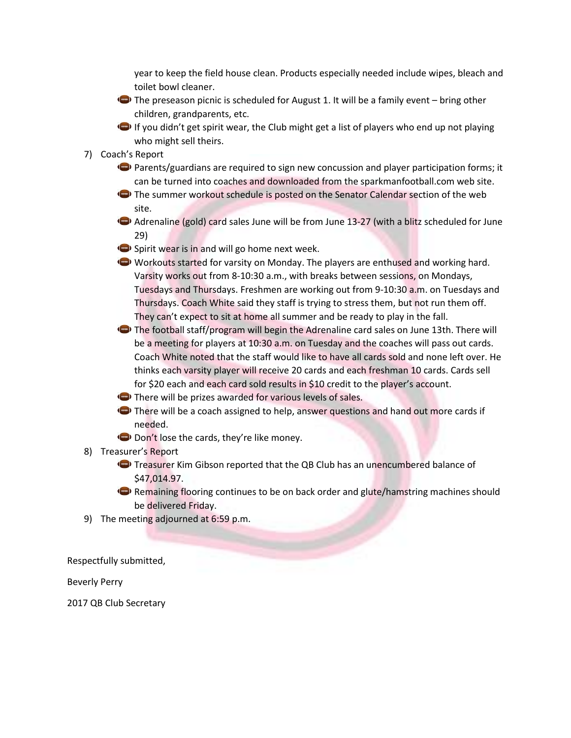- year to keep the field house clean. Products especially needed include wipes, bleach and toilet bowl cleaner.
- The preseason picnic is scheduled for August 1. It will be a family event – bring other children, grandparents, etc.
- If you didn't get spirit wear, the Club might get a list of players who end up not playing who might sell theirs.

7) Coach's Report
   - Parents/guardians are required to sign new concussion and player participation forms; it can be turned into coaches and downloaded from the sparkmanfootball.com web site.
   - The summer workout schedule is posted on the Senator Calendar section of the web site.
   - Adrenaline (gold) card sales June will be from June 13-27 (with a blitz scheduled for June 29)
   - Spirit wear is in and will go home next week.
   - Workouts started for varsity on Monday. The players are enthused and working hard. Varsity works out from 8-10:30 a.m., with breaks between sessions, on Mondays, Tuesdays and Thursdays. Freshmen are working out from 9-10:30 a.m. on Tuesdays and Thursdays. Coach White said they staff is trying to stress them, but not run them off. They can't expect to sit at home all summer and be ready to play in the fall.
   - The football staff/program will begin the Adrenaline card sales on June 13th. There will be a meeting for players at 10:30 a.m. on Tuesday and the coaches will pass out cards. Coach White noted that the staff would like to have all cards sold and none left over. He thinks each varsity player will receive 20 cards and each freshman 10 cards. Cards sell for $20 each and each card sold results in $10 credit to the player's account.
   - There will be prizes awarded for various levels of sales.
   - There will be a coach assigned to help, answer questions and hand out more cards if needed.
   - Don't lose the cards, they're like money.

8) Treasurer's Report
   - Treasurer Kim Gibson reported that the QB Club has an unencumbered balance of $47,014.97.
   - Remaining flooring continues to be on back order and glute/hamstring machines should be delivered Friday.

9) The meeting adjourned at 6:59 p.m.

Respectfully submitted,

Beverly Perry

2017 QB Club Secretary